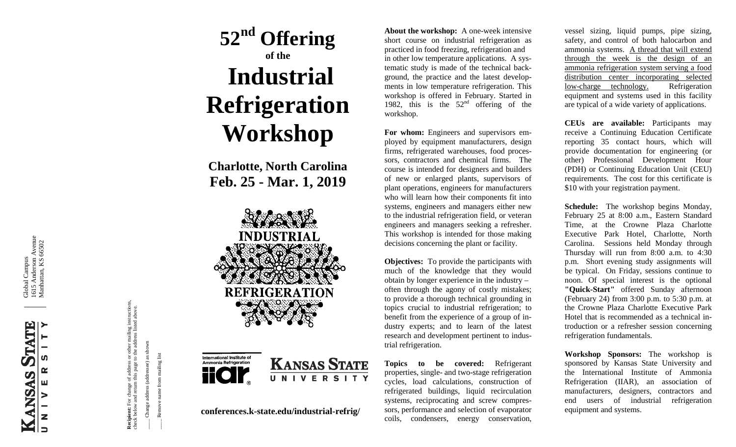Kansas State University

Global Campus
1615 Anderson Avenue
Manhattan, KS 66502

**Recipient:** For change of address or other mailing instructions, check below and return this page to the address listed above.

\_\_\_\_ Change address (addressee) as shown

\_\_\_\_ Remove name from mailing list

# 52nd Offering

**of the**

# Industrial Refrigeration Workshop

## Charlotte, North Carolina
## Feb. 25 - Mar. 1, 2019

INDUSTRIAL REFRIGERATION

International Institute of Ammonia Refrigeration iiar

Kansas State University

**conferences.k-state.edu/industrial-refrig/**

**About the workshop:** A one-week intensive short course on industrial refrigeration as practiced in food freezing, refrigeration and in other low temperature applications. A systematic study is made of the technical background, the practice and the latest developments in low temperature refrigeration. This workshop is offered in February. Started in 1982, this is the 52nd offering of the workshop.

**For whom:** Engineers and supervisors employed by equipment manufacturers, design firms, refrigerated warehouses, food processors, contractors and chemical firms. The course is intended for designers and builders of new or enlarged plants, supervisors of plant operations, engineers for manufacturers who will learn how their components fit into systems, engineers and managers either new to the industrial refrigeration field, or veteran engineers and managers seeking a refresher. This workshop is intended for those making decisions concerning the plant or facility.

**Objectives:** To provide the participants with much of the knowledge that they would obtain by longer experience in the industry – often through the agony of costly mistakes; to provide a thorough technical grounding in topics crucial to industrial refrigeration; to benefit from the experience of a group of industry experts; and to learn of the latest research and development pertinent to industrial refrigeration.

**Topics to be covered:** Refrigerant properties, single- and two-stage refrigeration cycles, load calculations, construction of refrigerated buildings, liquid recirculation systems, reciprocating and screw compressors, performance and selection of evaporator coils, condensers, energy conservation, vessel sizing, liquid pumps, pipe sizing, safety, and control of both halocarbon and ammonia systems. A thread that will extend through the week is the design of an ammonia refrigeration system serving a food distribution center incorporating selected low-charge technology. Refrigeration equipment and systems used in this facility are typical of a wide variety of applications.

**CEUs are available:** Participants may receive a Continuing Education Certificate reporting 35 contact hours, which will provide documentation for engineering (or other) Professional Development Hour (PDH) or Continuing Education Unit (CEU) requirements. The cost for this certificate is $10 with your registration payment.

**Schedule:** The workshop begins Monday, February 25 at 8:00 a.m., Eastern Standard Time, at the Crowne Plaza Charlotte Executive Park Hotel, Charlotte, North Carolina. Sessions held Monday through Thursday will run from 8:00 a.m. to 4:30 p.m. Short evening study assignments will be typical. On Friday, sessions continue to noon. Of special interest is the optional **"Quick-Start"** offered Sunday afternoon (February 24) from 3:00 p.m. to 5:30 p.m. at the Crowne Plaza Charlotte Executive Park Hotel that is recommended as a technical introduction or a refresher session concerning refrigeration fundamentals.

**Workshop Sponsors:** The workshop is sponsored by Kansas State University and the International Institute of Ammonia Refrigeration (IIAR), an association of manufacturers, designers, contractors and end users of industrial refrigeration equipment and systems.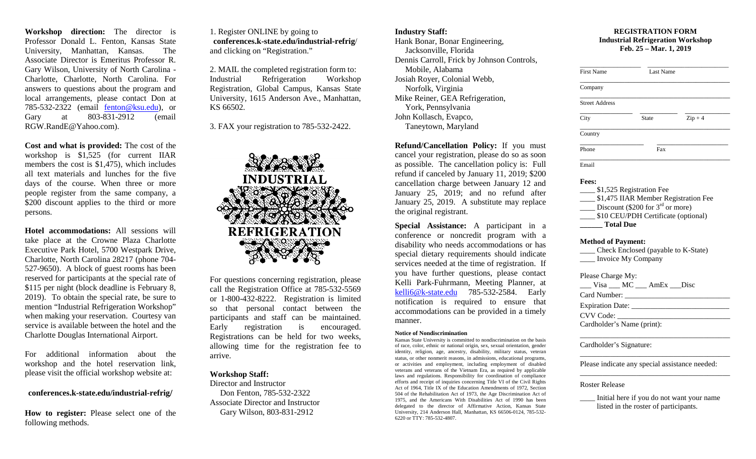**Workshop direction:** The director is Professor Donald L. Fenton, Kansas State University, Manhattan, Kansas. The Associate Director is Emeritus Professor R. Gary Wilson, University of North Carolina - Charlotte, Charlotte, North Carolina. For answers to questions about the program and local arrangements, please contact Don at 785-532-2322 (email fenton@ksu.edu), or Gary at 803-831-2912 (email RGW.RandE@Yahoo.com).

**Cost and what is provided:** The cost of the workshop is $1,525 (for current IIAR members the cost is $1,475), which includes all text materials and lunches for the five days of the course. When three or more people register from the same company, a $200 discount applies to the third or more persons.

**Hotel accommodations:** All sessions will take place at the Crowne Plaza Charlotte Executive Park Hotel, 5700 Westpark Drive, Charlotte, North Carolina 28217 (phone 704-527-9650). A block of guest rooms has been reserved for participants at the special rate of $115 per night (block deadline is February 8, 2019). To obtain the special rate, be sure to mention "Industrial Refrigeration Workshop" when making your reservation. Courtesy van service is available between the hotel and the Charlotte Douglas International Airport.

For additional information about the workshop and the hotel reservation link, please visit the official workshop website at:

**conferences.k-state.edu/industrial-refrig/**

**How to register:** Please select one of the following methods.

1. Register ONLINE by going to **conferences.k-state.edu/industrial-refrig/** and clicking on "Registration."

2. MAIL the completed registration form to: Industrial Refrigeration Workshop Registration, Global Campus, Kansas State University, 1615 Anderson Ave., Manhattan, KS 66502.

3. FAX your registration to 785-532-2422.

INDUSTRIAL REFRIGERATION

For questions concerning registration, please call the Registration Office at 785-532-5569 or 1-800-432-8222. Registration is limited so that personal contact between the participants and staff can be maintained. Early registration is encouraged. Registrations can be held for two weeks, allowing time for the registration fee to arrive.

**Workshop Staff:**

Director and Instructor
Don Fenton, 785-532-2322
Associate Director and Instructor
Gary Wilson, 803-831-2912

**Industry Staff:**

Hank Bonar, Bonar Engineering, Jacksonville, Florida
Dennis Carroll, Frick by Johnson Controls, Mobile, Alabama
Josiah Royer, Colonial Webb, Norfolk, Virginia
Mike Reiner, GEA Refrigeration, York, Pennsylvania
John Kollasch, Evapco, Taneytown, Maryland

**Refund/Cancellation Policy:** If you must cancel your registration, please do so as soon as possible. The cancellation policy is: Full refund if canceled by January 11, 2019; $200 cancellation charge between January 12 and January 25, 2019; and no refund after January 25, 2019. A substitute may replace the original registrant.

**Special Assistance:** A participant in a conference or noncredit program with a disability who needs accommodations or has special dietary requirements should indicate services needed at the time of registration. If you have further questions, please contact Kelli Park-Fuhrmann, Meeting Planner, at kelli6@k-state.edu 785-532-2584. Early notification is required to ensure that accommodations can be provided in a timely manner.

**Notice of Nondiscrimination**

Kansas State University is committed to nondiscrimination on the basis of race, color, ethnic or national origin, sex, sexual orientation, gender identity, religion, age, ancestry, disability, military status, veteran status, or other nonmerit reasons, in admissions, educational programs, or activities and employment, including employment of disabled veterans and veterans of the Vietnam Era, as required by applicable laws and regulations. Responsibility for coordination of compliance efforts and receipt of inquiries concerning Title VI of the Civil Rights Act of 1964, Title IX of the Education Amendments of 1972, Section 504 of the Rehabilitation Act of 1973, the Age Discrimination Act of 1975, and the Americans With Disabilities Act of 1990 has been delegated to the director of Affirmative Action, Kansas State University, 214 Anderson Hall, Manhattan, KS 66506-0124, 785-532-6220 or TTY: 785-532-4807.

**REGISTRATION FORM**
**Industrial Refrigeration Workshop**
**Feb. 25 – Mar. 1, 2019**

_______________ _______________
First Name Last Name

______________________________
Company

______________________________
Street Address

__________ __________ __________
City State Zip + 4

______________________________
Country

_______________ _______________
Phone Fax

______________________________
Email

**Fees:**

____ $1,525 Registration Fee
____ $1,475 IIAR Member Registration Fee
____ Discount ($200 for 3rd or more)
____ $10 CEU/PDH Certificate (optional)
**______ Total Due**

**Method of Payment:**

____ Check Enclosed (payable to K-State)
____ Invoice My Company

Please Charge My:
___ Visa ___ MC ___ AmEx ___Disc

Card Number: ______________________
Expiration Date: ____________________
CVV Code: _________________________
Cardholder's Name (print):

______________________________

Cardholder's Signature:

______________________________

Please indicate any special assistance needed:

______________________________

Roster Release

____ Initial here if you do not want your name listed in the roster of participants.